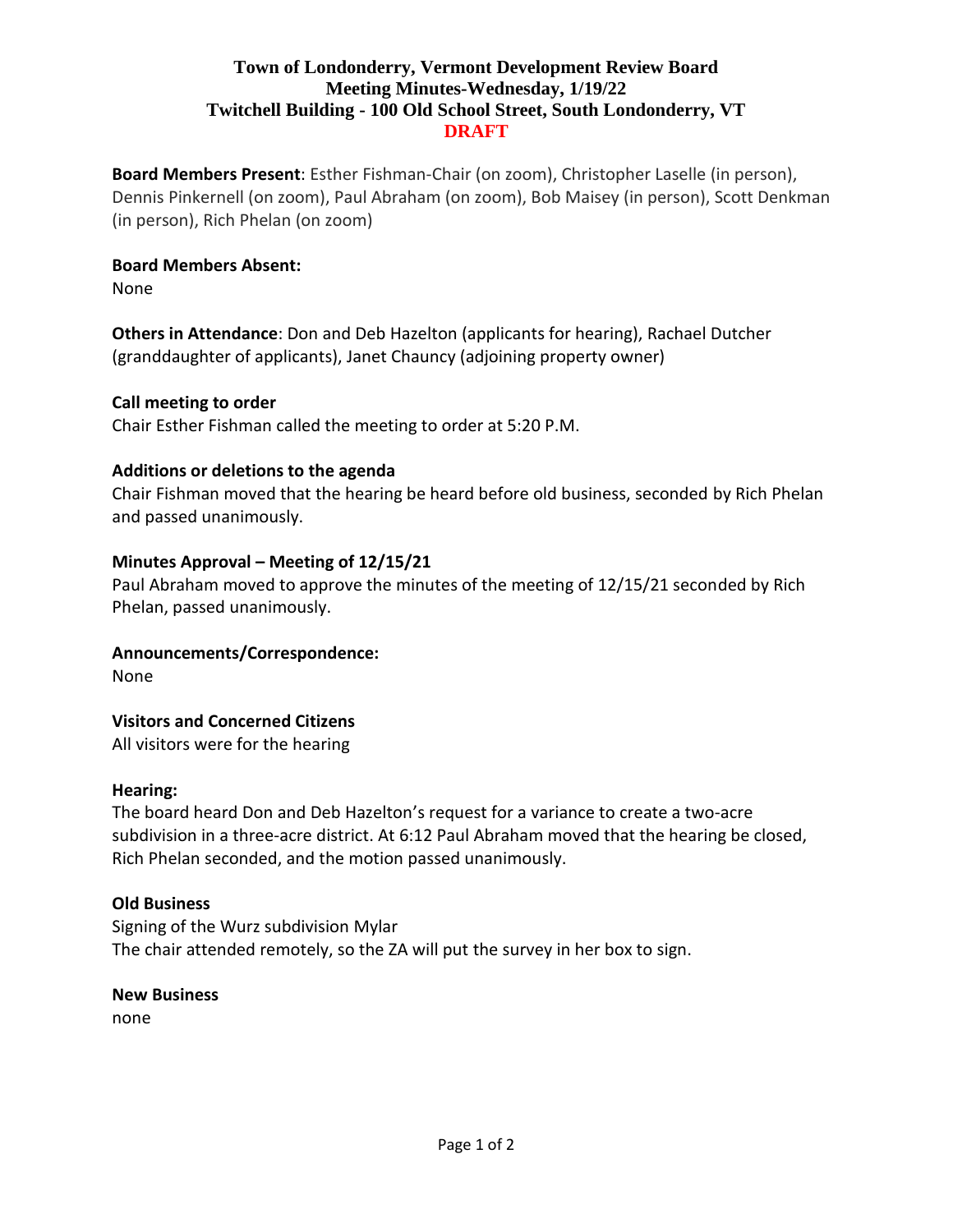# Town of Londonderry, Vermont Development Review Board
## Meeting Minutes-Wednesday, 1/19/22
## Twitchell Building - 100 Old School Street, South Londonderry, VT
## DRAFT

**Board Members Present**: Esther Fishman-Chair (on zoom), Christopher Laselle (in person), Dennis Pinkernell (on zoom), Paul Abraham (on zoom), Bob Maisey (in person), Scott Denkman (in person), Rich Phelan (on zoom)

**Board Members Absent:**
None

**Others in Attendance**: Don and Deb Hazelton (applicants for hearing), Rachael Dutcher (granddaughter of applicants), Janet Chauncy (adjoining property owner)

**Call meeting to order**
Chair Esther Fishman called the meeting to order at 5:20 P.M.

**Additions or deletions to the agenda**
Chair Fishman moved that the hearing be heard before old business, seconded by Rich Phelan and passed unanimously.

**Minutes Approval – Meeting of 12/15/21**
Paul Abraham moved to approve the minutes of the meeting of 12/15/21 seconded by Rich Phelan, passed unanimously.

**Announcements/Correspondence:**
None

**Visitors and Concerned Citizens**
All visitors were for the hearing

**Hearing:**
The board heard Don and Deb Hazelton's request for a variance to create a two-acre subdivision in a three-acre district. At 6:12 Paul Abraham moved that the hearing be closed, Rich Phelan seconded, and the motion passed unanimously.

**Old Business**
Signing of the Wurz subdivision Mylar
The chair attended remotely, so the ZA will put the survey in her box to sign.

**New Business**
none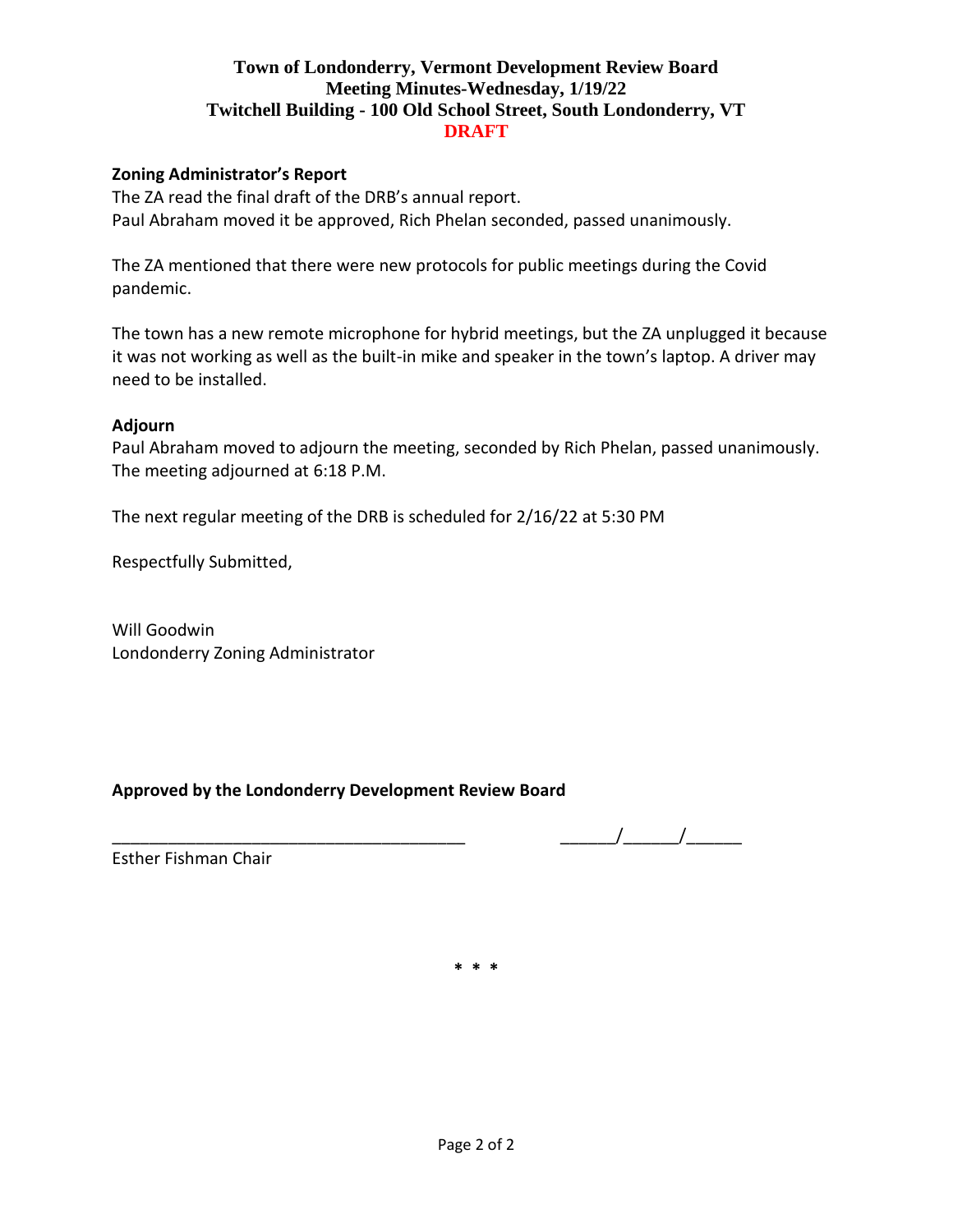**Town of Londonderry, Vermont Development Review Board**
**Meeting Minutes-Wednesday, 1/19/22**
**Twitchell Building - 100 Old School Street, South Londonderry, VT**
**DRAFT**

### Zoning Administrator's Report

The ZA read the final draft of the DRB's annual report.
Paul Abraham moved it be approved, Rich Phelan seconded, passed unanimously.

The ZA mentioned that there were new protocols for public meetings during the Covid pandemic.

The town has a new remote microphone for hybrid meetings, but the ZA unplugged it because it was not working as well as the built-in mike and speaker in the town's laptop. A driver may need to be installed.

### Adjourn

Paul Abraham moved to adjourn the meeting, seconded by Rich Phelan, passed unanimously.
The meeting adjourned at 6:18 P.M.

The next regular meeting of the DRB is scheduled for 2/16/22 at 5:30 PM

Respectfully Submitted,

Will Goodwin
Londonderry Zoning Administrator

**Approved by the Londonderry Development Review Board**

_______________________________________ ______/______/______
Esther Fishman Chair

\* \* \*